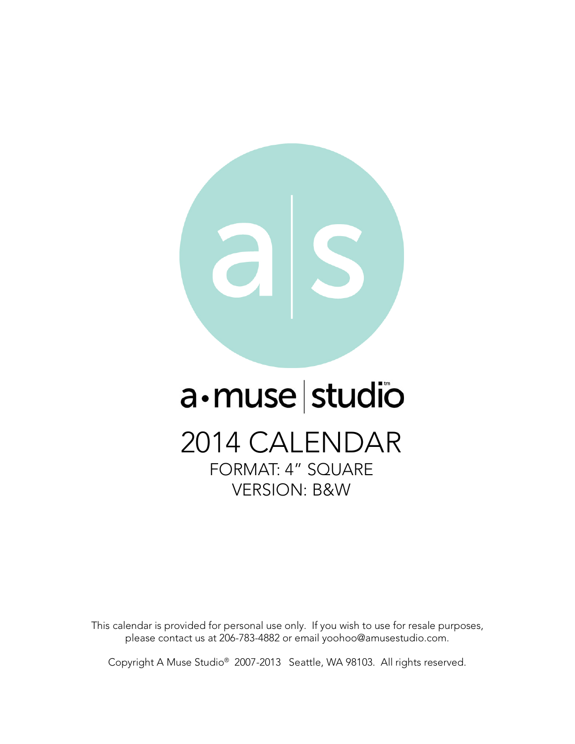a • muse | studio

# 2014 CALENDAR

FORMAT: 4" SQUARE
VERSION: B&W

This calendar is provided for personal use only. If you wish to use for resale purposes, please contact us at 206-783-4882 or email yoohoo@amusestudio.com.

Copyright A Muse Studio® 2007-2013 Seattle, WA 98103. All rights reserved.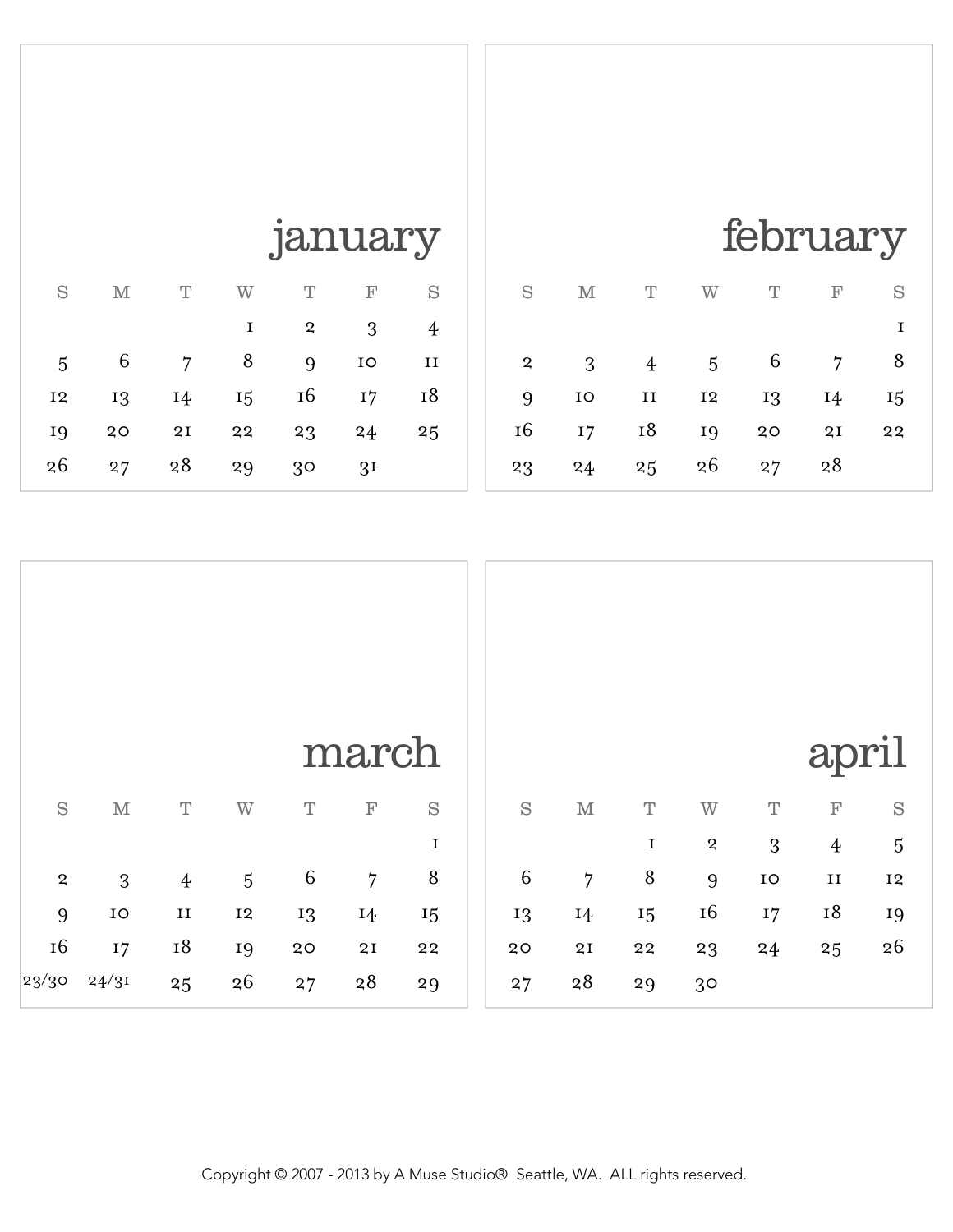## january

| S | M | T | W | T | F | S |
|---|---|---|---|---|---|---|
| | | | 1 | 2 | 3 | 4 |
| 5 | 6 | 7 | 8 | 9 | 10 | 11 |
| 12 | 13 | 14 | 15 | 16 | 17 | 18 |
| 19 | 20 | 21 | 22 | 23 | 24 | 25 |
| 26 | 27 | 28 | 29 | 30 | 31 | |

## february

| S | M | T | W | T | F | S |
|---|---|---|---|---|---|---|
| | | | | | | 1 |
| 2 | 3 | 4 | 5 | 6 | 7 | 8 |
| 9 | 10 | 11 | 12 | 13 | 14 | 15 |
| 16 | 17 | 18 | 19 | 20 | 21 | 22 |
| 23 | 24 | 25 | 26 | 27 | 28 | |

## march

| S | M | T | W | T | F | S |
|---|---|---|---|---|---|---|
| | | | | | | 1 |
| 2 | 3 | 4 | 5 | 6 | 7 | 8 |
| 9 | 10 | 11 | 12 | 13 | 14 | 15 |
| 16 | 17 | 18 | 19 | 20 | 21 | 22 |
| 23/30 | 24/31 | 25 | 26 | 27 | 28 | 29 |

## april

| S | M | T | W | T | F | S |
|---|---|---|---|---|---|---|
| | | 1 | 2 | 3 | 4 | 5 |
| 6 | 7 | 8 | 9 | 10 | 11 | 12 |
| 13 | 14 | 15 | 16 | 17 | 18 | 19 |
| 20 | 21 | 22 | 23 | 24 | 25 | 26 |
| 27 | 28 | 29 | 30 | | | |

Copyright © 2007 - 2013 by A Muse Studio® Seattle, WA. ALL rights reserved.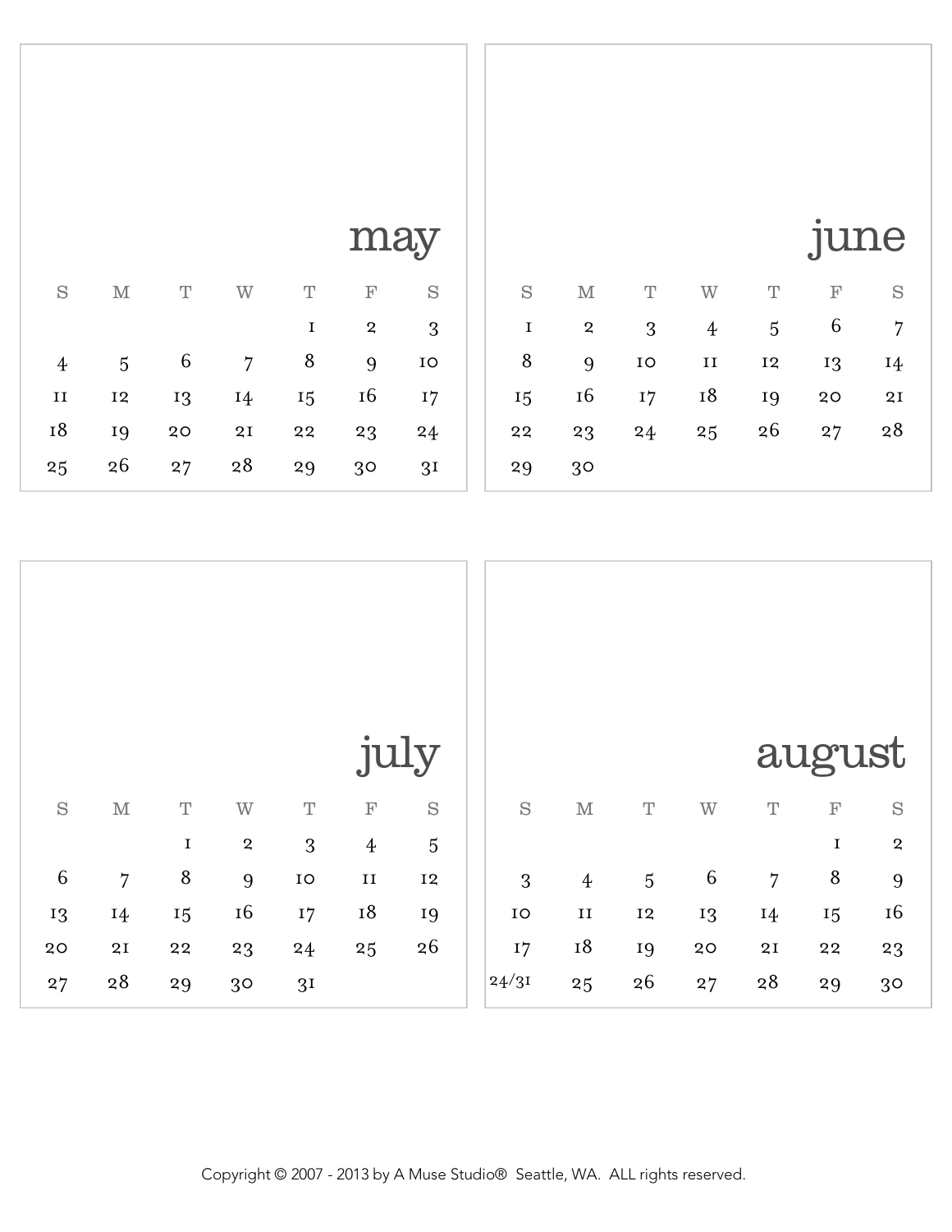## may

| S | M | T | W | T | F | S |
|---|---|---|---|---|---|---|
| | | | | 1 | 2 | 3 |
| 4 | 5 | 6 | 7 | 8 | 9 | 10 |
| 11 | 12 | 13 | 14 | 15 | 16 | 17 |
| 18 | 19 | 20 | 21 | 22 | 23 | 24 |
| 25 | 26 | 27 | 28 | 29 | 30 | 31 |

## june

| S | M | T | W | T | F | S |
|---|---|---|---|---|---|---|
| 1 | 2 | 3 | 4 | 5 | 6 | 7 |
| 8 | 9 | 10 | 11 | 12 | 13 | 14 |
| 15 | 16 | 17 | 18 | 19 | 20 | 21 |
| 22 | 23 | 24 | 25 | 26 | 27 | 28 |
| 29 | 30 | | | | | |

## july

| S | M | T | W | T | F | S |
|---|---|---|---|---|---|---|
| | | 1 | 2 | 3 | 4 | 5 |
| 6 | 7 | 8 | 9 | 10 | 11 | 12 |
| 13 | 14 | 15 | 16 | 17 | 18 | 19 |
| 20 | 21 | 22 | 23 | 24 | 25 | 26 |
| 27 | 28 | 29 | 30 | 31 | | |

## august

| S | M | T | W | T | F | S |
|---|---|---|---|---|---|---|
| | | | | | 1 | 2 |
| 3 | 4 | 5 | 6 | 7 | 8 | 9 |
| 10 | 11 | 12 | 13 | 14 | 15 | 16 |
| 17 | 18 | 19 | 20 | 21 | 22 | 23 |
| 24/31 | 25 | 26 | 27 | 28 | 29 | 30 |

Copyright © 2007 - 2013 by A Muse Studio® Seattle, WA. ALL rights reserved.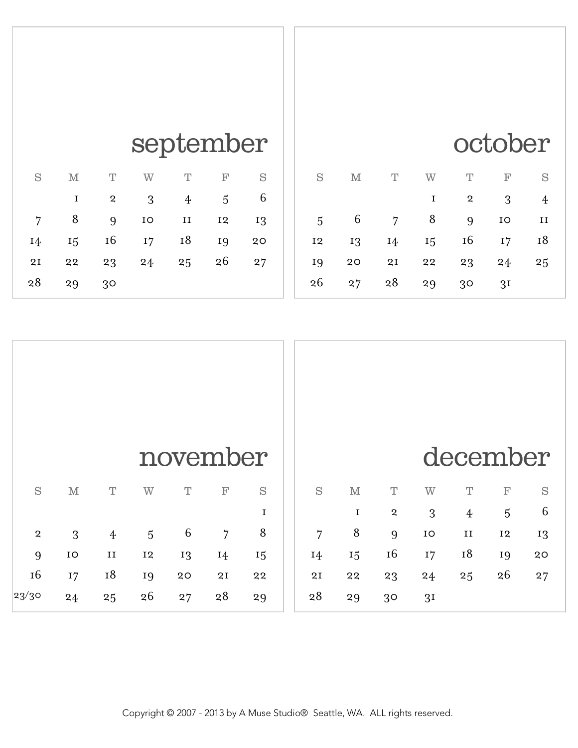## september

| S | M | T | W | T | F | S |
|---|---|---|---|---|---|---|
| | 1 | 2 | 3 | 4 | 5 | 6 |
| 7 | 8 | 9 | 10 | 11 | 12 | 13 |
| 14 | 15 | 16 | 17 | 18 | 19 | 20 |
| 21 | 22 | 23 | 24 | 25 | 26 | 27 |
| 28 | 29 | 30 | | | | |

## october

| S | M | T | W | T | F | S |
|---|---|---|---|---|---|---|
| | | | 1 | 2 | 3 | 4 |
| 5 | 6 | 7 | 8 | 9 | 10 | 11 |
| 12 | 13 | 14 | 15 | 16 | 17 | 18 |
| 19 | 20 | 21 | 22 | 23 | 24 | 25 |
| 26 | 27 | 28 | 29 | 30 | 31 | |

## november

| S | M | T | W | T | F | S |
|---|---|---|---|---|---|---|
| | | | | | | 1 |
| 2 | 3 | 4 | 5 | 6 | 7 | 8 |
| 9 | 10 | 11 | 12 | 13 | 14 | 15 |
| 16 | 17 | 18 | 19 | 20 | 21 | 22 |
| 23/30 | 24 | 25 | 26 | 27 | 28 | 29 |

## december

| S | M | T | W | T | F | S |
|---|---|---|---|---|---|---|
| | 1 | 2 | 3 | 4 | 5 | 6 |
| 7 | 8 | 9 | 10 | 11 | 12 | 13 |
| 14 | 15 | 16 | 17 | 18 | 19 | 20 |
| 21 | 22 | 23 | 24 | 25 | 26 | 27 |
| 28 | 29 | 30 | 31 | | | |

Copyright © 2007 - 2013 by A Muse Studio® Seattle, WA. ALL rights reserved.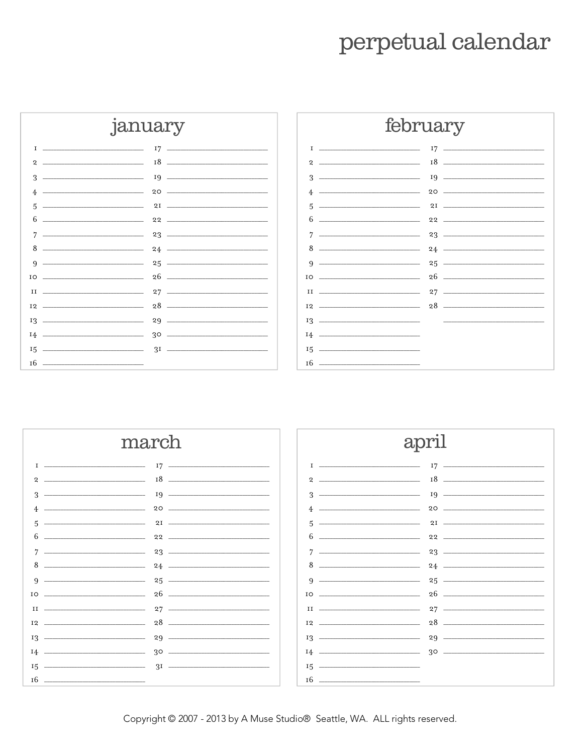# perpetual calendar

## january

| | | | |
|---|---|---|---|
| 1 | | 17 | |
| 2 | | 18 | |
| 3 | | 19 | |
| 4 | | 20 | |
| 5 | | 21 | |
| 6 | | 22 | |
| 7 | | 23 | |
| 8 | | 24 | |
| 9 | | 25 | |
| 10 | | 26 | |
| 11 | | 27 | |
| 12 | | 28 | |
| 13 | | 29 | |
| 14 | | 30 | |
| 15 | | 31 | |
| 16 | | | |

## february

| | | | |
|---|---|---|---|
| 1 | | 17 | |
| 2 | | 18 | |
| 3 | | 19 | |
| 4 | | 20 | |
| 5 | | 21 | |
| 6 | | 22 | |
| 7 | | 23 | |
| 8 | | 24 | |
| 9 | | 25 | |
| 10 | | 26 | |
| 11 | | 27 | |
| 12 | | 28 | |
| 13 | | | |
| 14 | | | |
| 15 | | | |
| 16 | | | |

## march

| | | | |
|---|---|---|---|
| 1 | | 17 | |
| 2 | | 18 | |
| 3 | | 19 | |
| 4 | | 20 | |
| 5 | | 21 | |
| 6 | | 22 | |
| 7 | | 23 | |
| 8 | | 24 | |
| 9 | | 25 | |
| 10 | | 26 | |
| 11 | | 27 | |
| 12 | | 28 | |
| 13 | | 29 | |
| 14 | | 30 | |
| 15 | | 31 | |
| 16 | | | |

## april

| | | | |
|---|---|---|---|
| 1 | | 17 | |
| 2 | | 18 | |
| 3 | | 19 | |
| 4 | | 20 | |
| 5 | | 21 | |
| 6 | | 22 | |
| 7 | | 23 | |
| 8 | | 24 | |
| 9 | | 25 | |
| 10 | | 26 | |
| 11 | | 27 | |
| 12 | | 28 | |
| 13 | | 29 | |
| 14 | | 30 | |
| 15 | | | |
| 16 | | | |

Copyright © 2007 - 2013 by A Muse Studio® Seattle, WA. ALL rights reserved.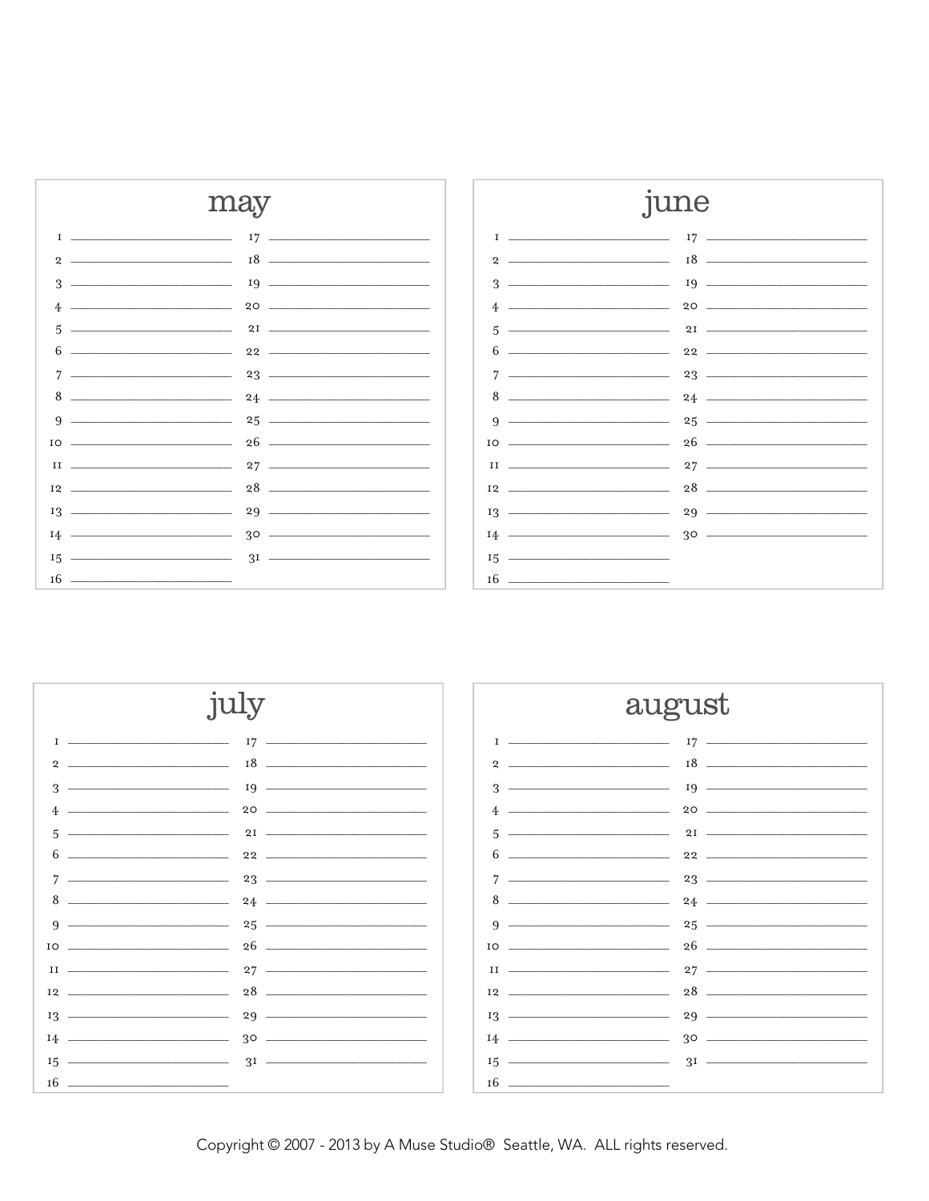## may

1 ______________________
2 ______________________
3 ______________________
4 ______________________
5 ______________________
6 ______________________
7 ______________________
8 ______________________
9 ______________________
10 ______________________
11 ______________________
12 ______________________
13 ______________________
14 ______________________
15 ______________________
16 ______________________
17 ______________________
18 ______________________
19 ______________________
20 ______________________
21 ______________________
22 ______________________
23 ______________________
24 ______________________
25 ______________________
26 ______________________
27 ______________________
28 ______________________
29 ______________________
30 ______________________
31 ______________________

## june

1 ______________________
2 ______________________
3 ______________________
4 ______________________
5 ______________________
6 ______________________
7 ______________________
8 ______________________
9 ______________________
10 ______________________
11 ______________________
12 ______________________
13 ______________________
14 ______________________
15 ______________________
16 ______________________
17 ______________________
18 ______________________
19 ______________________
20 ______________________
21 ______________________
22 ______________________
23 ______________________
24 ______________________
25 ______________________
26 ______________________
27 ______________________
28 ______________________
29 ______________________
30 ______________________

## july

1 ______________________
2 ______________________
3 ______________________
4 ______________________
5 ______________________
6 ______________________
7 ______________________
8 ______________________
9 ______________________
10 ______________________
11 ______________________
12 ______________________
13 ______________________
14 ______________________
15 ______________________
16 ______________________
17 ______________________
18 ______________________
19 ______________________
20 ______________________
21 ______________________
22 ______________________
23 ______________________
24 ______________________
25 ______________________
26 ______________________
27 ______________________
28 ______________________
29 ______________________
30 ______________________
31 ______________________

## august

1 ______________________
2 ______________________
3 ______________________
4 ______________________
5 ______________________
6 ______________________
7 ______________________
8 ______________________
9 ______________________
10 ______________________
11 ______________________
12 ______________________
13 ______________________
14 ______________________
15 ______________________
16 ______________________
17 ______________________
18 ______________________
19 ______________________
20 ______________________
21 ______________________
22 ______________________
23 ______________________
24 ______________________
25 ______________________
26 ______________________
27 ______________________
28 ______________________
29 ______________________
30 ______________________
31 ______________________

Copyright © 2007 - 2013 by A Muse Studio® Seattle, WA. ALL rights reserved.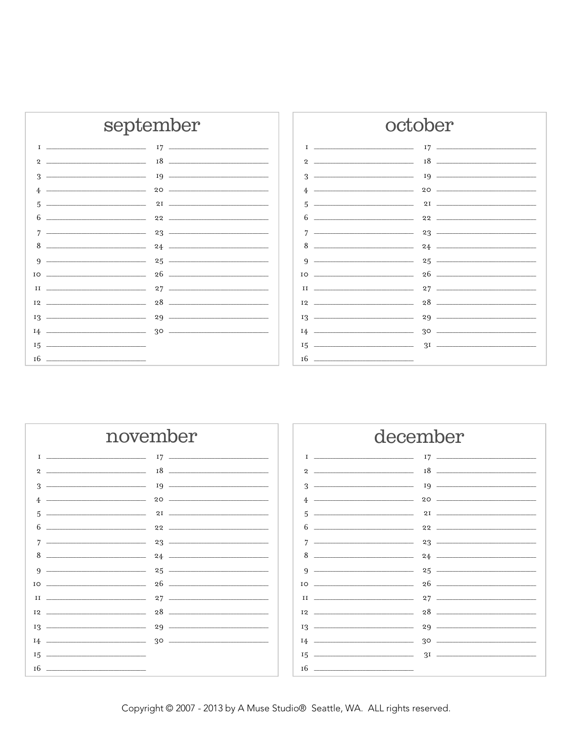## september

| | | | |
|---|---|---|---|
| 1 | | 17 | |
| 2 | | 18 | |
| 3 | | 19 | |
| 4 | | 20 | |
| 5 | | 21 | |
| 6 | | 22 | |
| 7 | | 23 | |
| 8 | | 24 | |
| 9 | | 25 | |
| 10 | | 26 | |
| 11 | | 27 | |
| 12 | | 28 | |
| 13 | | 29 | |
| 14 | | 30 | |
| 15 | | | |
| 16 | | | |

## october

| | | | |
|---|---|---|---|
| 1 | | 17 | |
| 2 | | 18 | |
| 3 | | 19 | |
| 4 | | 20 | |
| 5 | | 21 | |
| 6 | | 22 | |
| 7 | | 23 | |
| 8 | | 24 | |
| 9 | | 25 | |
| 10 | | 26 | |
| 11 | | 27 | |
| 12 | | 28 | |
| 13 | | 29 | |
| 14 | | 30 | |
| 15 | | 31 | |
| 16 | | | |

## november

| | | | |
|---|---|---|---|
| 1 | | 17 | |
| 2 | | 18 | |
| 3 | | 19 | |
| 4 | | 20 | |
| 5 | | 21 | |
| 6 | | 22 | |
| 7 | | 23 | |
| 8 | | 24 | |
| 9 | | 25 | |
| 10 | | 26 | |
| 11 | | 27 | |
| 12 | | 28 | |
| 13 | | 29 | |
| 14 | | 30 | |
| 15 | | | |
| 16 | | | |

## december

| | | | |
|---|---|---|---|
| 1 | | 17 | |
| 2 | | 18 | |
| 3 | | 19 | |
| 4 | | 20 | |
| 5 | | 21 | |
| 6 | | 22 | |
| 7 | | 23 | |
| 8 | | 24 | |
| 9 | | 25 | |
| 10 | | 26 | |
| 11 | | 27 | |
| 12 | | 28 | |
| 13 | | 29 | |
| 14 | | 30 | |
| 15 | | 31 | |
| 16 | | | |

Copyright © 2007 - 2013 by A Muse Studio® Seattle, WA. ALL rights reserved.